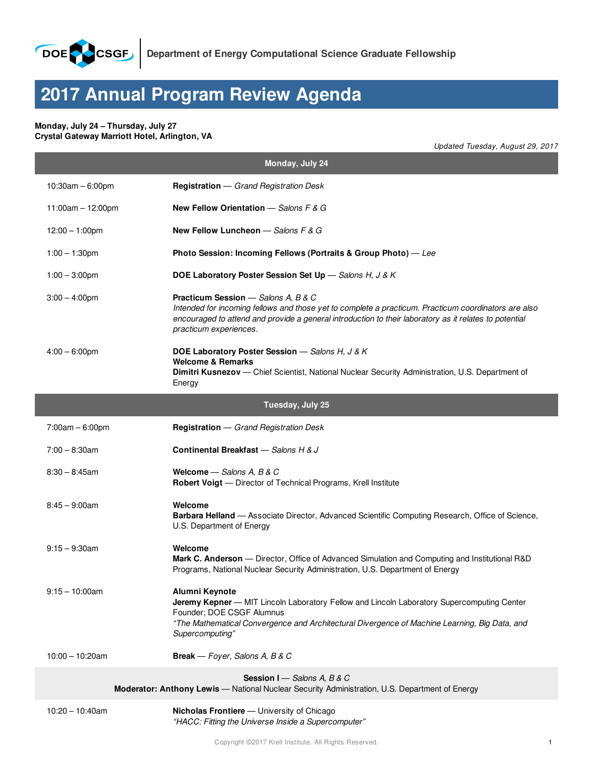Department of Energy Computational Science Graduate Fellowship

# 2017 Annual Program Review Agenda

**Monday, July 24 – Thursday, July 27**
**Crystal Gateway Marriott Hotel, Arlington, VA**

*Updated Tuesday, August 29, 2017*

## Monday, July 24

| Time | Event |
|---|---|
| 10:30am – 6:00pm | **Registration** — *Grand Registration Desk* |
| 11:00am – 12:00pm | **New Fellow Orientation** — *Salons F & G* |
| 12:00 – 1:00pm | **New Fellow Luncheon** — *Salons F & G* |
| 1:00 – 1:30pm | **Photo Session: Incoming Fellows (Portraits & Group Photo)** — *Lee* |
| 1:00 – 3:00pm | **DOE Laboratory Poster Session Set Up** — *Salons H, J & K* |
| 3:00 – 4:00pm | **Practicum Session** — *Salons A, B & C*<br>*Intended for incoming fellows and those yet to complete a practicum. Practicum coordinators are also encouraged to attend and provide a general introduction to their laboratory as it relates to potential practicum experiences.* |
| 4:00 – 6:00pm | **DOE Laboratory Poster Session** — *Salons H, J & K*<br>**Welcome & Remarks**<br>**Dimitri Kusnezov** — Chief Scientist, National Nuclear Security Administration, U.S. Department of Energy |

## Tuesday, July 25

| Time | Event |
|---|---|
| 7:00am – 6:00pm | **Registration** — *Grand Registration Desk* |
| 7:00 – 8:30am | **Continental Breakfast** — *Salons H & J* |
| 8:30 – 8:45am | **Welcome** — *Salons A, B & C*<br>**Robert Voigt** — Director of Technical Programs, Krell Institute |
| 8:45 – 9:00am | **Welcome**<br>**Barbara Helland** — Associate Director, Advanced Scientific Computing Research, Office of Science, U.S. Department of Energy |
| 9:15 – 9:30am | **Welcome**<br>**Mark C. Anderson** — Director, Office of Advanced Simulation and Computing and Institutional R&D Programs, National Nuclear Security Administration, U.S. Department of Energy |
| 9:15 – 10:00am | **Alumni Keynote**<br>**Jeremy Kepner** — MIT Lincoln Laboratory Fellow and Lincoln Laboratory Supercomputing Center Founder; DOE CSGF Alumnus<br>*"The Mathematical Convergence and Architectural Divergence of Machine Learning, Big Data, and Supercomputing"* |
| 10:00 – 10:20am | **Break** — *Foyer, Salons A, B & C* |

**Session I** — *Salons A, B & C*
**Moderator: Anthony Lewis** — National Nuclear Security Administration, U.S. Department of Energy

| Time | Event |
|---|---|
| 10:20 – 10:40am | **Nicholas Frontiere** — University of Chicago<br>*"HACC: Fitting the Universe Inside a Supercomputer"* |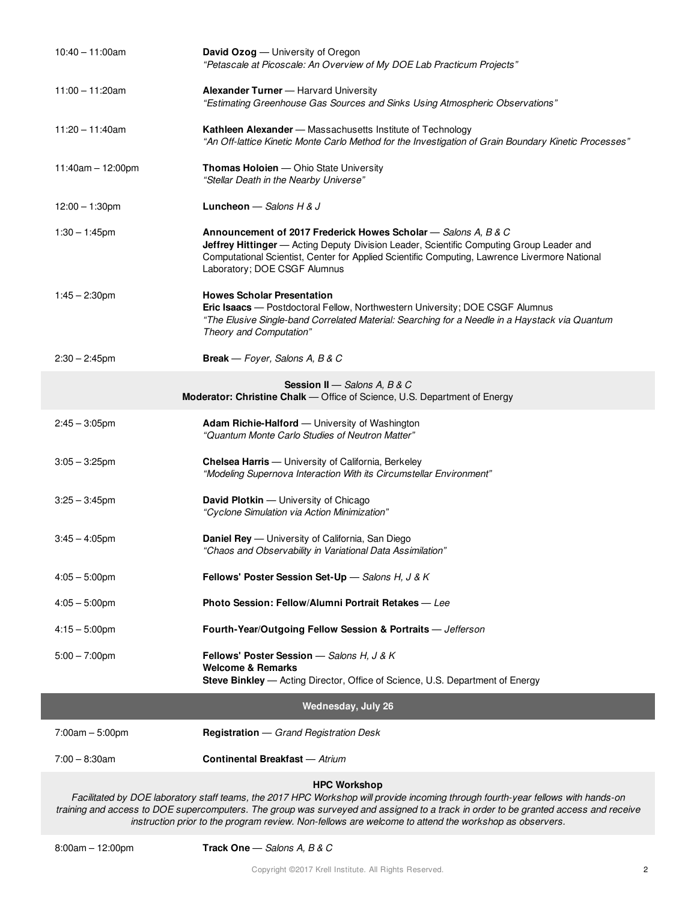| | |
|---|---|
| 10:40 – 11:00am | **David Ozog** — University of Oregon<br>*“Petascale at Picoscale: An Overview of My DOE Lab Practicum Projects”* |
| 11:00 – 11:20am | **Alexander Turner** — Harvard University<br>*“Estimating Greenhouse Gas Sources and Sinks Using Atmospheric Observations”* |
| 11:20 – 11:40am | **Kathleen Alexander** — Massachusetts Institute of Technology<br>*“An Off-lattice Kinetic Monte Carlo Method for the Investigation of Grain Boundary Kinetic Processes”* |
| 11:40am – 12:00pm | **Thomas Holoien** — Ohio State University<br>*“Stellar Death in the Nearby Universe”* |
| 12:00 – 1:30pm | **Luncheon** — *Salons H & J* |
| 1:30 – 1:45pm | **Announcement of 2017 Frederick Howes Scholar** — *Salons A, B & C*<br>**Jeffrey Hittinger** — Acting Deputy Division Leader, Scientific Computing Group Leader and Computational Scientist, Center for Applied Scientific Computing, Lawrence Livermore National Laboratory; DOE CSGF Alumnus |
| 1:45 – 2:30pm | **Howes Scholar Presentation**<br>**Eric Isaacs** — Postdoctoral Fellow, Northwestern University; DOE CSGF Alumnus<br>*“The Elusive Single-band Correlated Material: Searching for a Needle in a Haystack via Quantum Theory and Computation”* |
| 2:30 – 2:45pm | **Break** — *Foyer, Salons A, B & C* |

**Session II** — *Salons A, B & C*
**Moderator: Christine Chalk** — Office of Science, U.S. Department of Energy

| | |
|---|---|
| 2:45 – 3:05pm | **Adam Richie-Halford** — University of Washington<br>*“Quantum Monte Carlo Studies of Neutron Matter”* |
| 3:05 – 3:25pm | **Chelsea Harris** — University of California, Berkeley<br>*“Modeling Supernova Interaction With its Circumstellar Environment”* |
| 3:25 – 3:45pm | **David Plotkin** — University of Chicago<br>*“Cyclone Simulation via Action Minimization”* |
| 3:45 – 4:05pm | **Daniel Rey** — University of California, San Diego<br>*“Chaos and Observability in Variational Data Assimilation”* |
| 4:05 – 5:00pm | **Fellows' Poster Session Set-Up** — *Salons H, J & K* |
| 4:05 – 5:00pm | **Photo Session: Fellow/Alumni Portrait Retakes** — *Lee* |
| 4:15 – 5:00pm | **Fourth-Year/Outgoing Fellow Session & Portraits** — *Jefferson* |
| 5:00 – 7:00pm | **Fellows' Poster Session** — *Salons H, J & K*<br>**Welcome & Remarks**<br>**Steve Binkley** — Acting Director, Office of Science, U.S. Department of Energy |

## Wednesday, July 26

| | |
|---|---|
| 7:00am – 5:00pm | **Registration** — *Grand Registration Desk* |
| 7:00 – 8:30am | **Continental Breakfast** — *Atrium* |

**HPC Workshop**

*Facilitated by DOE laboratory staff teams, the 2017 HPC Workshop will provide incoming through fourth-year fellows with hands-on training and access to DOE supercomputers. The group was surveyed and assigned to a track in order to be granted access and receive instruction prior to the program review. Non-fellows are welcome to attend the workshop as observers.*

| | |
|---|---|
| 8:00am – 12:00pm | **Track One** — *Salons A, B & C* |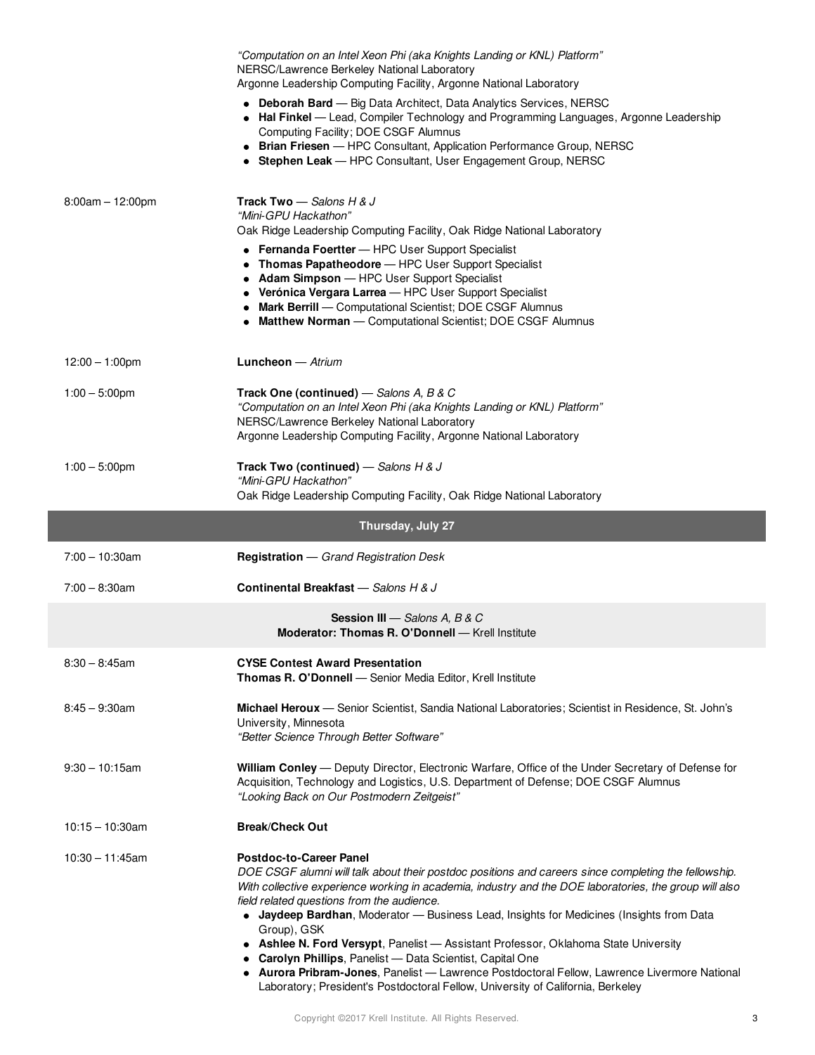*"Computation on an Intel Xeon Phi (aka Knights Landing or KNL) Platform"*
NERSC/Lawrence Berkeley National Laboratory
Argonne Leadership Computing Facility, Argonne National Laboratory

- **Deborah Bard** — Big Data Architect, Data Analytics Services, NERSC
- **Hal Finkel** — Lead, Compiler Technology and Programming Languages, Argonne Leadership Computing Facility; DOE CSGF Alumnus
- **Brian Friesen** — HPC Consultant, Application Performance Group, NERSC
- **Stephen Leak** — HPC Consultant, User Engagement Group, NERSC

8:00am – 12:00pm

**Track Two** — *Salons H & J*
*"Mini-GPU Hackathon"*
Oak Ridge Leadership Computing Facility, Oak Ridge National Laboratory

- **Fernanda Foertter** — HPC User Support Specialist
- **Thomas Papatheodore** — HPC User Support Specialist
- **Adam Simpson** — HPC User Support Specialist
- **Verónica Vergara Larrea** — HPC User Support Specialist
- **Mark Berrill** — Computational Scientist; DOE CSGF Alumnus
- **Matthew Norman** — Computational Scientist; DOE CSGF Alumnus

12:00 – 1:00pm

**Luncheon** — *Atrium*

1:00 – 5:00pm

**Track One (continued)** — *Salons A, B & C*
*"Computation on an Intel Xeon Phi (aka Knights Landing or KNL) Platform"*
NERSC/Lawrence Berkeley National Laboratory
Argonne Leadership Computing Facility, Argonne National Laboratory

1:00 – 5:00pm

**Track Two (continued)** — *Salons H & J*
*"Mini-GPU Hackathon"*
Oak Ridge Leadership Computing Facility, Oak Ridge National Laboratory

## Thursday, July 27

7:00 – 10:30am

**Registration** — *Grand Registration Desk*

7:00 – 8:30am

**Continental Breakfast** — *Salons H & J*

### Session III — *Salons A, B & C*
**Moderator: Thomas R. O'Donnell** — Krell Institute

8:30 – 8:45am

**CYSE Contest Award Presentation**
**Thomas R. O'Donnell** — Senior Media Editor, Krell Institute

8:45 – 9:30am

**Michael Heroux** — Senior Scientist, Sandia National Laboratories; Scientist in Residence, St. John's University, Minnesota
*"Better Science Through Better Software"*

9:30 – 10:15am

**William Conley** — Deputy Director, Electronic Warfare, Office of the Under Secretary of Defense for Acquisition, Technology and Logistics, U.S. Department of Defense; DOE CSGF Alumnus
*"Looking Back on Our Postmodern Zeitgeist"*

10:15 – 10:30am

**Break/Check Out**

10:30 – 11:45am

**Postdoc-to-Career Panel**
*DOE CSGF alumni will talk about their postdoc positions and careers since completing the fellowship. With collective experience working in academia, industry and the DOE laboratories, the group will also field related questions from the audience.*

- **Jaydeep Bardhan**, Moderator — Business Lead, Insights for Medicines (Insights from Data Group), GSK
- **Ashlee N. Ford Versypt**, Panelist — Assistant Professor, Oklahoma State University
- **Carolyn Phillips**, Panelist — Data Scientist, Capital One
- **Aurora Pribram-Jones**, Panelist — Lawrence Postdoctoral Fellow, Lawrence Livermore National Laboratory; President's Postdoctoral Fellow, University of California, Berkeley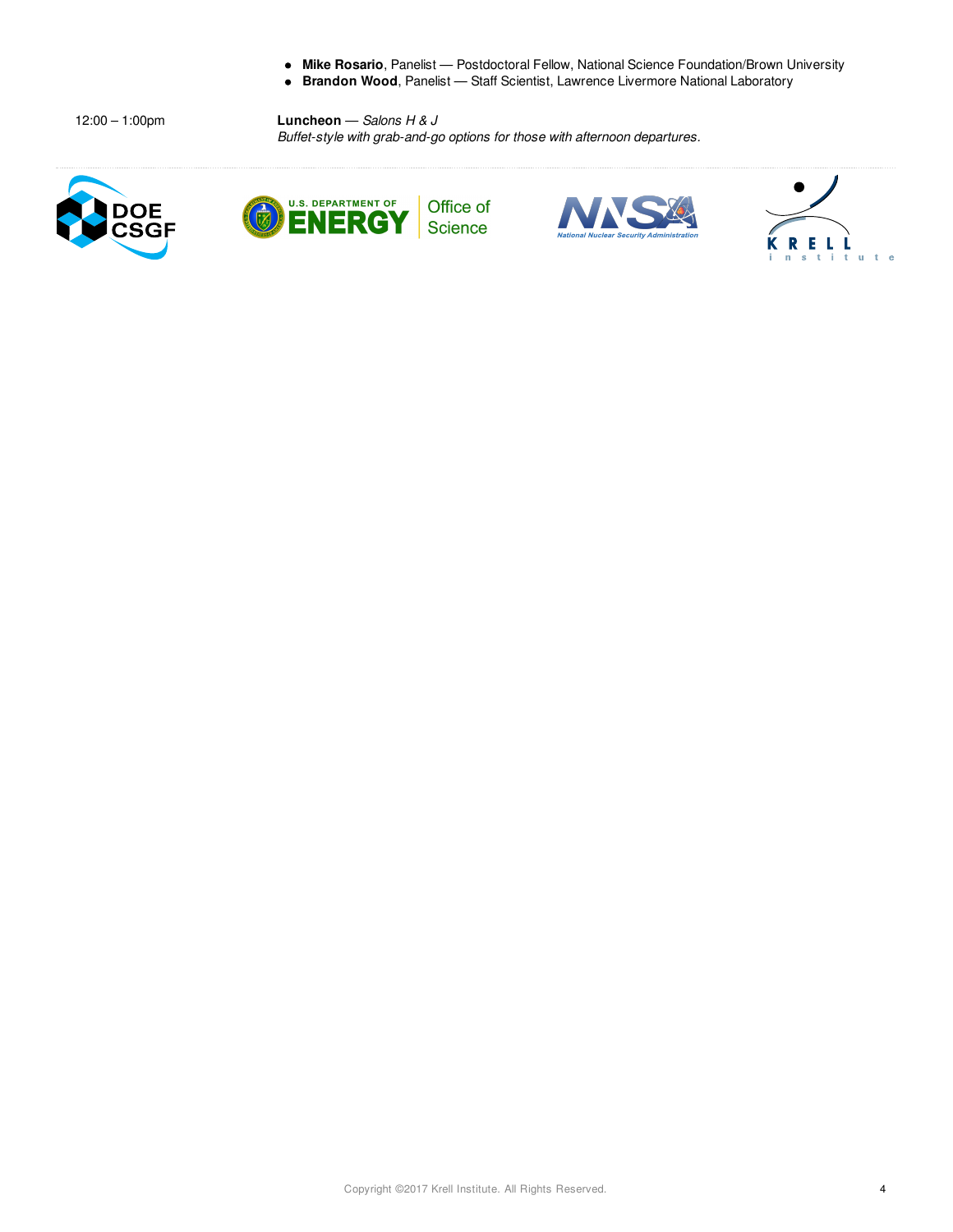- **Mike Rosario**, Panelist — Postdoctoral Fellow, National Science Foundation/Brown University
- **Brandon Wood**, Panelist — Staff Scientist, Lawrence Livermore National Laboratory

12:00 – 1:00pm

**Luncheon** — *Salons H & J*
*Buffet-style with grab-and-go options for those with afternoon departures.*

Copyright ©2017 Krell Institute. All Rights Reserved.